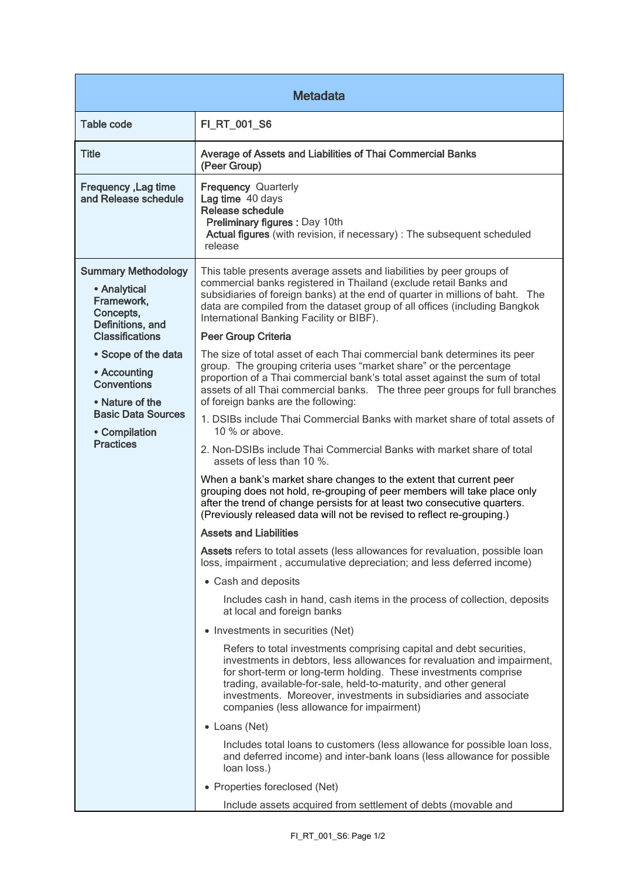## Metadata

| Field | Description |
|---|---|
| Table code | **FI_RT_001_S6** |
| Title | **Average of Assets and Liabilities of Thai Commercial Banks (Peer Group)** |
| Frequency ,Lag time and Release schedule | **Frequency** Quarterly<br>**Lag time** 40 days<br>**Release schedule**<br>**Preliminary figures :** Day 10th<br>**Actual figures** (with revision, if necessary) : The subsequent scheduled release |
| **Summary Methodology**<br>• Analytical Framework, Concepts, Definitions, and Classifications<br>• Scope of the data<br>• Accounting Conventions<br>• Nature of the Basic Data Sources<br>• Compilation Practices | This table presents average assets and liabilities by peer groups of commercial banks registered in Thailand (exclude retail Banks and subsidiaries of foreign banks) at the end of quarter in millions of baht. The data are compiled from the dataset group of all offices (including Bangkok International Banking Facility or BIBF).<br><br>**Peer Group Criteria**<br><br>The size of total asset of each Thai commercial bank determines its peer group. The grouping criteria uses "market share" or the percentage proportion of a Thai commercial bank's total asset against the sum of total assets of all Thai commercial banks. The three peer groups for full branches of foreign banks are the following:<br><br>1. DSIBs include Thai Commercial Banks with market share of total assets of 10 % or above.<br>2. Non-DSIBs include Thai Commercial Banks with market share of total assets of less than 10 %.<br><br>When a bank's market share changes to the extent that current peer grouping does not hold, re-grouping of peer members will take place only after the trend of change persists for at least two consecutive quarters. (Previously released data will not be revised to reflect re-grouping.)<br><br>**Assets and Liabilities**<br><br>**Assets** refers to total assets (less allowances for revaluation, possible loan loss, impairment , accumulative depreciation; and less deferred income)<br><br>• Cash and deposits<br>Includes cash in hand, cash items in the process of collection, deposits at local and foreign banks<br><br>• Investments in securities (Net)<br>Refers to total investments comprising capital and debt securities, investments in debtors, less allowances for revaluation and impairment, for short-term or long-term holding. These investments comprise trading, available-for-sale, held-to-maturity, and other general investments. Moreover, investments in subsidiaries and associate companies (less allowance for impairment)<br><br>• Loans (Net)<br>Includes total loans to customers (less allowance for possible loan loss, and deferred income) and inter-bank loans (less allowance for possible loan loss.)<br><br>• Properties foreclosed (Net)<br>Include assets acquired from settlement of debts (movable and |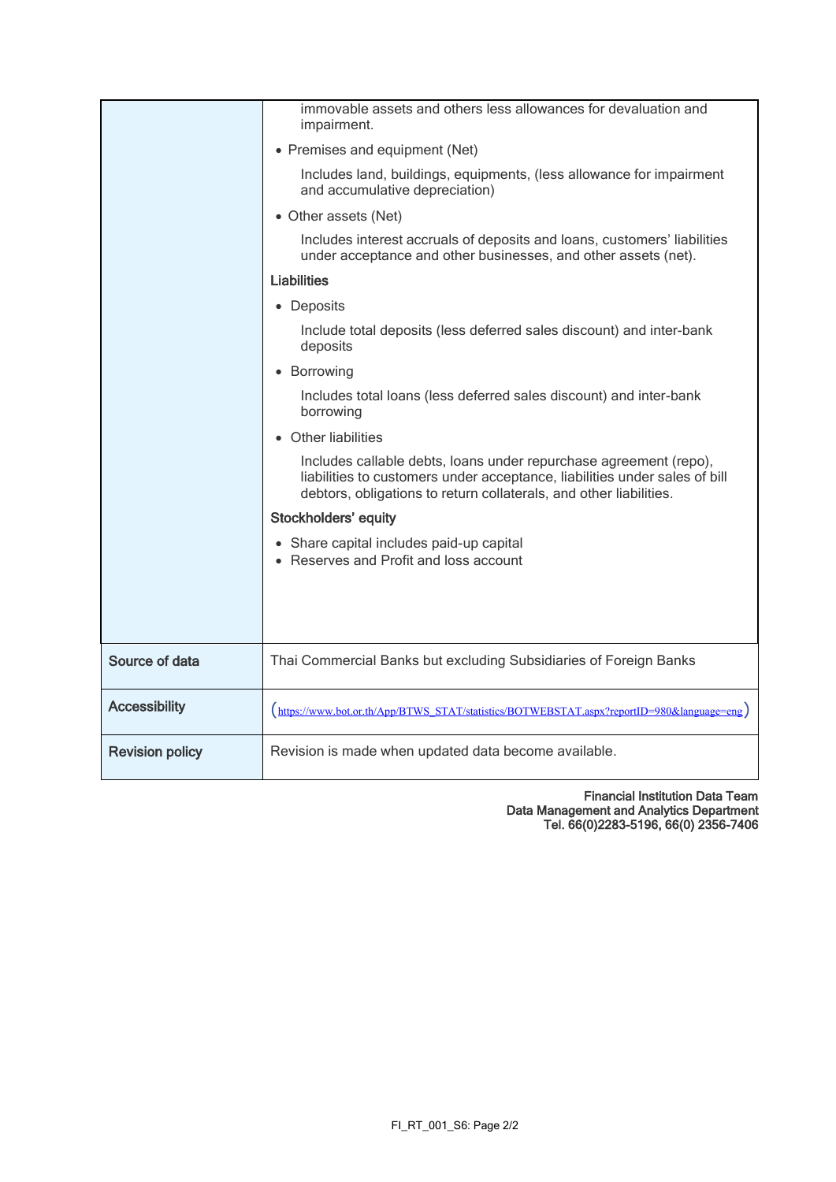| | |
|---|---|
| | immovable assets and others less allowances for devaluation and impairment.<br>• Premises and equipment (Net)<br>Includes land, buildings, equipments, (less allowance for impairment and accumulative depreciation)<br>• Other assets (Net)<br>Includes interest accruals of deposits and loans, customers' liabilities under acceptance and other businesses, and other assets (net).<br>**Liabilities**<br>• Deposits<br>Include total deposits (less deferred sales discount) and inter-bank deposits<br>• Borrowing<br>Includes total loans (less deferred sales discount) and inter-bank borrowing<br>• Other liabilities<br>Includes callable debts, loans under repurchase agreement (repo), liabilities to customers under acceptance, liabilities under sales of bill debtors, obligations to return collaterals, and other liabilities.<br>**Stockholders' equity**<br>• Share capital includes paid-up capital<br>• Reserves and Profit and loss account |
| **Source of data** | Thai Commercial Banks but excluding Subsidiaries of Foreign Banks |
| **Accessibility** | (https://www.bot.or.th/App/BTWS_STAT/statistics/BOTWEBSTAT.aspx?reportID=980&language=eng) |
| **Revision policy** | Revision is made when updated data become available. |

**Financial Institution Data Team**
**Data Management and Analytics Department**
**Tel. 66(0)2283-5196, 66(0) 2356-7406**

FI_RT_001_S6: Page 2/2